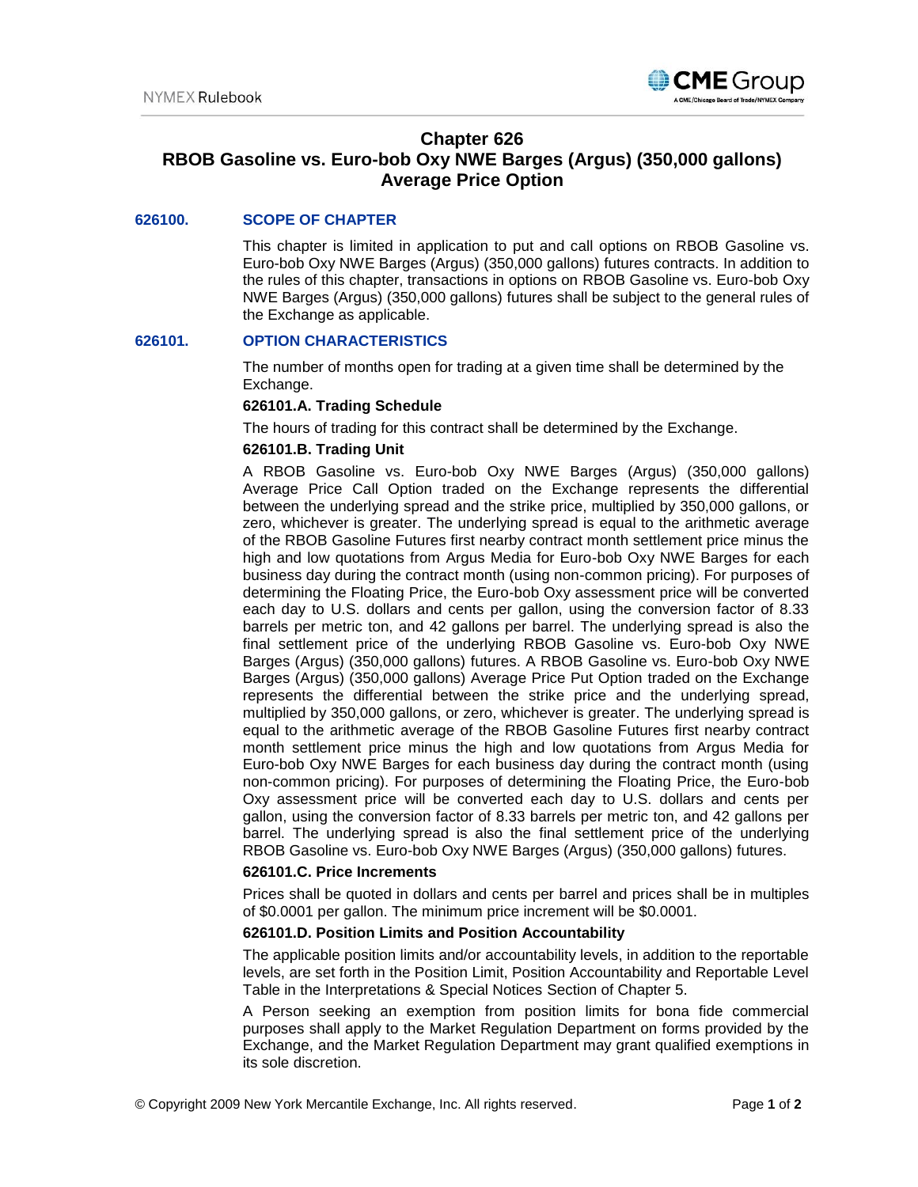# Chapter 626
# RBOB Gasoline vs. Euro-bob Oxy NWE Barges (Argus) (350,000 gallons) Average Price Option

## 626100. SCOPE OF CHAPTER

This chapter is limited in application to put and call options on RBOB Gasoline vs. Euro-bob Oxy NWE Barges (Argus) (350,000 gallons) futures contracts. In addition to the rules of this chapter, transactions in options on RBOB Gasoline vs. Euro-bob Oxy NWE Barges (Argus) (350,000 gallons) futures shall be subject to the general rules of the Exchange as applicable.

## 626101. OPTION CHARACTERISTICS

The number of months open for trading at a given time shall be determined by the Exchange.

### 626101.A. Trading Schedule

The hours of trading for this contract shall be determined by the Exchange.

### 626101.B. Trading Unit

A RBOB Gasoline vs. Euro-bob Oxy NWE Barges (Argus) (350,000 gallons) Average Price Call Option traded on the Exchange represents the differential between the underlying spread and the strike price, multiplied by 350,000 gallons, or zero, whichever is greater. The underlying spread is equal to the arithmetic average of the RBOB Gasoline Futures first nearby contract month settlement price minus the high and low quotations from Argus Media for Euro-bob Oxy NWE Barges for each business day during the contract month (using non-common pricing). For purposes of determining the Floating Price, the Euro-bob Oxy assessment price will be converted each day to U.S. dollars and cents per gallon, using the conversion factor of 8.33 barrels per metric ton, and 42 gallons per barrel. The underlying spread is also the final settlement price of the underlying RBOB Gasoline vs. Euro-bob Oxy NWE Barges (Argus) (350,000 gallons) futures. A RBOB Gasoline vs. Euro-bob Oxy NWE Barges (Argus) (350,000 gallons) Average Price Put Option traded on the Exchange represents the differential between the strike price and the underlying spread, multiplied by 350,000 gallons, or zero, whichever is greater. The underlying spread is equal to the arithmetic average of the RBOB Gasoline Futures first nearby contract month settlement price minus the high and low quotations from Argus Media for Euro-bob Oxy NWE Barges for each business day during the contract month (using non-common pricing). For purposes of determining the Floating Price, the Euro-bob Oxy assessment price will be converted each day to U.S. dollars and cents per gallon, using the conversion factor of 8.33 barrels per metric ton, and 42 gallons per barrel. The underlying spread is also the final settlement price of the underlying RBOB Gasoline vs. Euro-bob Oxy NWE Barges (Argus) (350,000 gallons) futures.

### 626101.C. Price Increments

Prices shall be quoted in dollars and cents per barrel and prices shall be in multiples of $0.0001 per gallon. The minimum price increment will be $0.0001.

### 626101.D. Position Limits and Position Accountability

The applicable position limits and/or accountability levels, in addition to the reportable levels, are set forth in the Position Limit, Position Accountability and Reportable Level Table in the Interpretations & Special Notices Section of Chapter 5.

A Person seeking an exemption from position limits for bona fide commercial purposes shall apply to the Market Regulation Department on forms provided by the Exchange, and the Market Regulation Department may grant qualified exemptions in its sole discretion.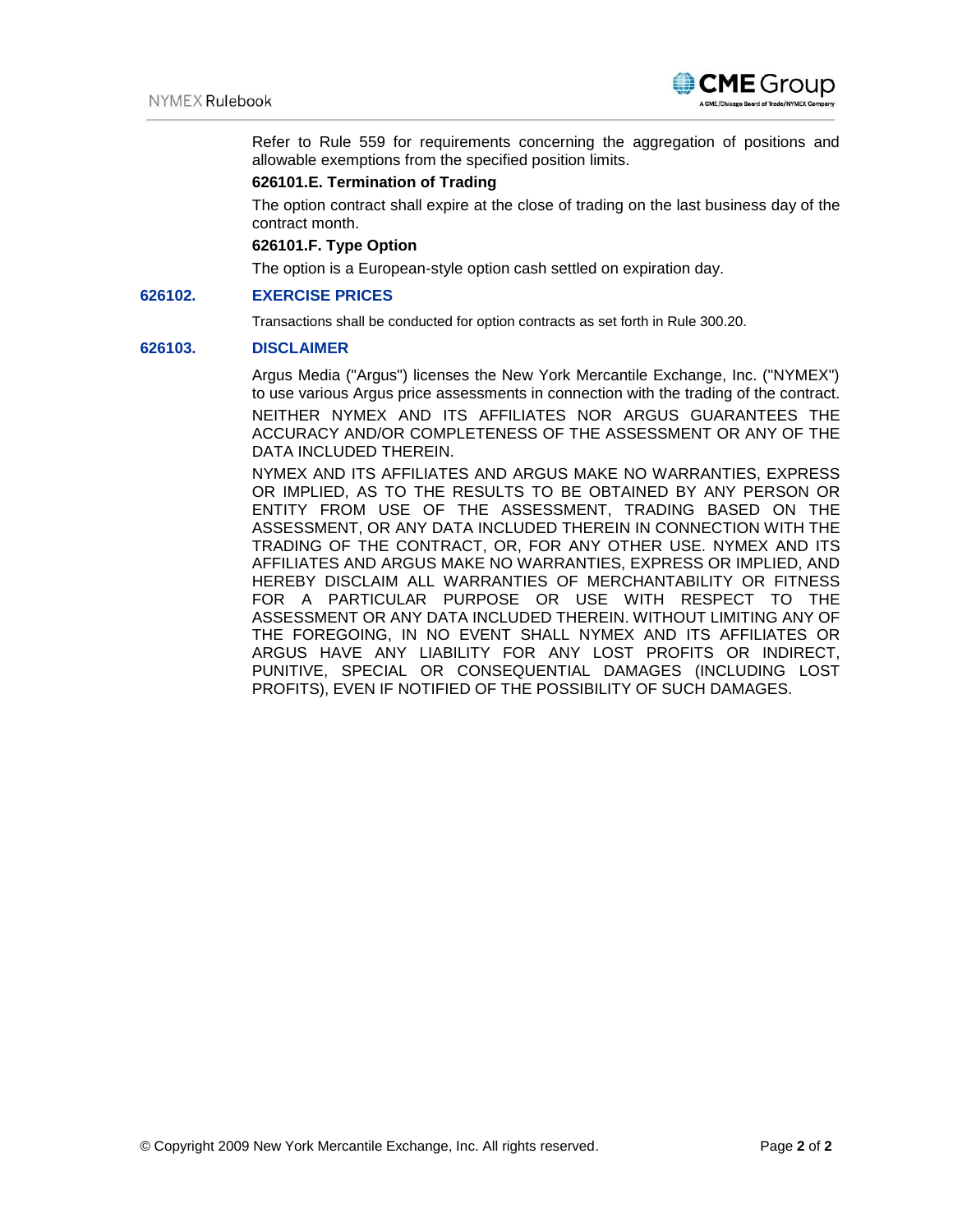Refer to Rule 559 for requirements concerning the aggregation of positions and allowable exemptions from the specified position limits.

**626101.E. Termination of Trading**

The option contract shall expire at the close of trading on the last business day of the contract month.

**626101.F. Type Option**

The option is a European-style option cash settled on expiration day.

## 626102. EXERCISE PRICES

Transactions shall be conducted for option contracts as set forth in Rule 300.20.

## 626103. DISCLAIMER

Argus Media ("Argus") licenses the New York Mercantile Exchange, Inc. ("NYMEX") to use various Argus price assessments in connection with the trading of the contract.

NEITHER NYMEX AND ITS AFFILIATES NOR ARGUS GUARANTEES THE ACCURACY AND/OR COMPLETENESS OF THE ASSESSMENT OR ANY OF THE DATA INCLUDED THEREIN.

NYMEX AND ITS AFFILIATES AND ARGUS MAKE NO WARRANTIES, EXPRESS OR IMPLIED, AS TO THE RESULTS TO BE OBTAINED BY ANY PERSON OR ENTITY FROM USE OF THE ASSESSMENT, TRADING BASED ON THE ASSESSMENT, OR ANY DATA INCLUDED THEREIN IN CONNECTION WITH THE TRADING OF THE CONTRACT, OR, FOR ANY OTHER USE. NYMEX AND ITS AFFILIATES AND ARGUS MAKE NO WARRANTIES, EXPRESS OR IMPLIED, AND HEREBY DISCLAIM ALL WARRANTIES OF MERCHANTABILITY OR FITNESS FOR A PARTICULAR PURPOSE OR USE WITH RESPECT TO THE ASSESSMENT OR ANY DATA INCLUDED THEREIN. WITHOUT LIMITING ANY OF THE FOREGOING, IN NO EVENT SHALL NYMEX AND ITS AFFILIATES OR ARGUS HAVE ANY LIABILITY FOR ANY LOST PROFITS OR INDIRECT, PUNITIVE, SPECIAL OR CONSEQUENTIAL DAMAGES (INCLUDING LOST PROFITS), EVEN IF NOTIFIED OF THE POSSIBILITY OF SUCH DAMAGES.